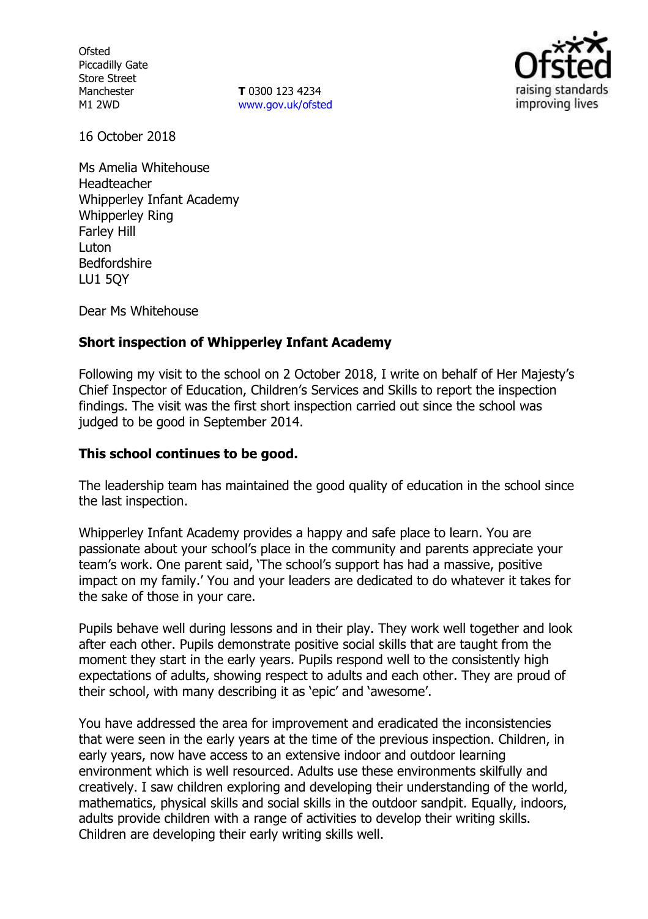Ofsted
Piccadilly Gate
Store Street
Manchester
M1 2WD

**T** 0300 123 4234
www.gov.uk/ofsted

16 October 2018

Ms Amelia Whitehouse
Headteacher
Whipperley Infant Academy
Whipperley Ring
Farley Hill
Luton
Bedfordshire
LU1 5QY

Dear Ms Whitehouse

**Short inspection of Whipperley Infant Academy**

Following my visit to the school on 2 October 2018, I write on behalf of Her Majesty's Chief Inspector of Education, Children's Services and Skills to report the inspection findings. The visit was the first short inspection carried out since the school was judged to be good in September 2014.

**This school continues to be good.**

The leadership team has maintained the good quality of education in the school since the last inspection.

Whipperley Infant Academy provides a happy and safe place to learn. You are passionate about your school's place in the community and parents appreciate your team's work. One parent said, 'The school's support has had a massive, positive impact on my family.' You and your leaders are dedicated to do whatever it takes for the sake of those in your care.

Pupils behave well during lessons and in their play. They work well together and look after each other. Pupils demonstrate positive social skills that are taught from the moment they start in the early years. Pupils respond well to the consistently high expectations of adults, showing respect to adults and each other. They are proud of their school, with many describing it as 'epic' and 'awesome'.

You have addressed the area for improvement and eradicated the inconsistencies that were seen in the early years at the time of the previous inspection. Children, in early years, now have access to an extensive indoor and outdoor learning environment which is well resourced. Adults use these environments skilfully and creatively. I saw children exploring and developing their understanding of the world, mathematics, physical skills and social skills in the outdoor sandpit. Equally, indoors, adults provide children with a range of activities to develop their writing skills. Children are developing their early writing skills well.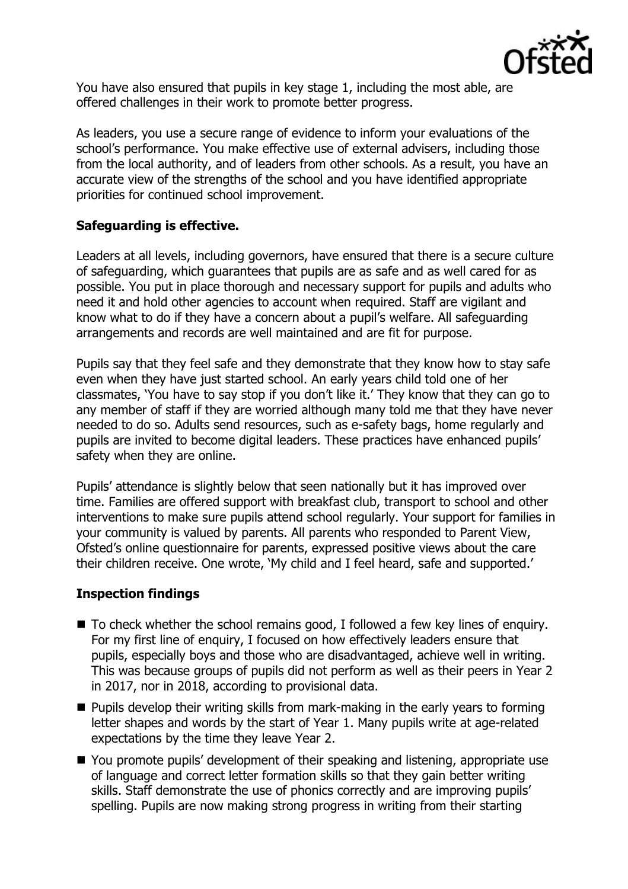You have also ensured that pupils in key stage 1, including the most able, are offered challenges in their work to promote better progress.

As leaders, you use a secure range of evidence to inform your evaluations of the school's performance. You make effective use of external advisers, including those from the local authority, and of leaders from other schools. As a result, you have an accurate view of the strengths of the school and you have identified appropriate priorities for continued school improvement.

**Safeguarding is effective.**

Leaders at all levels, including governors, have ensured that there is a secure culture of safeguarding, which guarantees that pupils are as safe and as well cared for as possible. You put in place thorough and necessary support for pupils and adults who need it and hold other agencies to account when required. Staff are vigilant and know what to do if they have a concern about a pupil's welfare. All safeguarding arrangements and records are well maintained and are fit for purpose.

Pupils say that they feel safe and they demonstrate that they know how to stay safe even when they have just started school. An early years child told one of her classmates, 'You have to say stop if you don't like it.' They know that they can go to any member of staff if they are worried although many told me that they have never needed to do so. Adults send resources, such as e-safety bags, home regularly and pupils are invited to become digital leaders. These practices have enhanced pupils' safety when they are online.

Pupils' attendance is slightly below that seen nationally but it has improved over time. Families are offered support with breakfast club, transport to school and other interventions to make sure pupils attend school regularly. Your support for families in your community is valued by parents. All parents who responded to Parent View, Ofsted's online questionnaire for parents, expressed positive views about the care their children receive. One wrote, 'My child and I feel heard, safe and supported.'

**Inspection findings**

- To check whether the school remains good, I followed a few key lines of enquiry. For my first line of enquiry, I focused on how effectively leaders ensure that pupils, especially boys and those who are disadvantaged, achieve well in writing. This was because groups of pupils did not perform as well as their peers in Year 2 in 2017, nor in 2018, according to provisional data.
- Pupils develop their writing skills from mark-making in the early years to forming letter shapes and words by the start of Year 1. Many pupils write at age-related expectations by the time they leave Year 2.
- You promote pupils' development of their speaking and listening, appropriate use of language and correct letter formation skills so that they gain better writing skills. Staff demonstrate the use of phonics correctly and are improving pupils' spelling. Pupils are now making strong progress in writing from their starting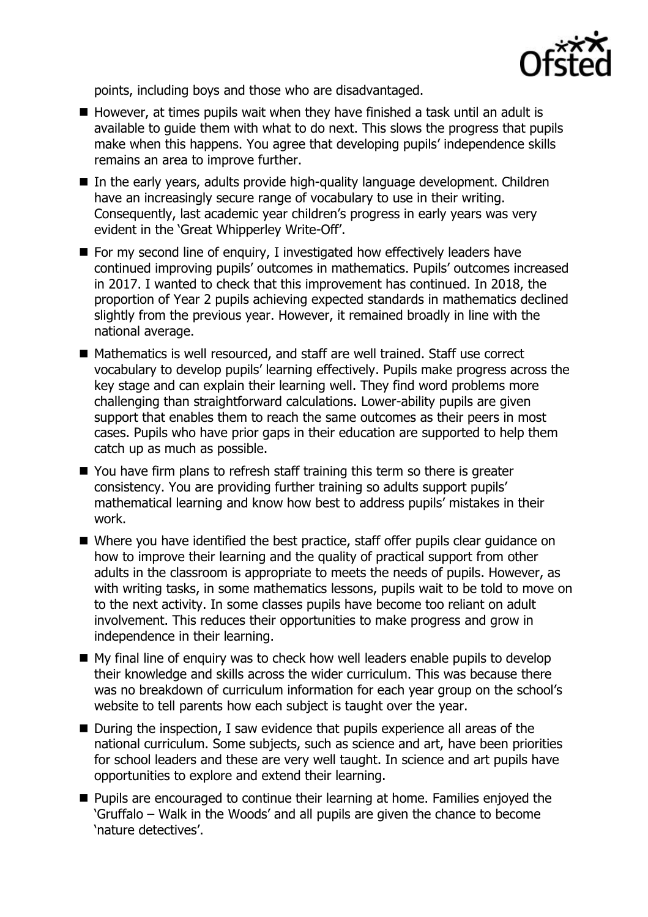points, including boys and those who are disadvantaged.

- However, at times pupils wait when they have finished a task until an adult is available to guide them with what to do next. This slows the progress that pupils make when this happens. You agree that developing pupils' independence skills remains an area to improve further.
- In the early years, adults provide high-quality language development. Children have an increasingly secure range of vocabulary to use in their writing. Consequently, last academic year children's progress in early years was very evident in the 'Great Whipperley Write-Off'.
- For my second line of enquiry, I investigated how effectively leaders have continued improving pupils' outcomes in mathematics. Pupils' outcomes increased in 2017. I wanted to check that this improvement has continued. In 2018, the proportion of Year 2 pupils achieving expected standards in mathematics declined slightly from the previous year. However, it remained broadly in line with the national average.
- Mathematics is well resourced, and staff are well trained. Staff use correct vocabulary to develop pupils' learning effectively. Pupils make progress across the key stage and can explain their learning well. They find word problems more challenging than straightforward calculations. Lower-ability pupils are given support that enables them to reach the same outcomes as their peers in most cases. Pupils who have prior gaps in their education are supported to help them catch up as much as possible.
- You have firm plans to refresh staff training this term so there is greater consistency. You are providing further training so adults support pupils' mathematical learning and know how best to address pupils' mistakes in their work.
- Where you have identified the best practice, staff offer pupils clear guidance on how to improve their learning and the quality of practical support from other adults in the classroom is appropriate to meets the needs of pupils. However, as with writing tasks, in some mathematics lessons, pupils wait to be told to move on to the next activity. In some classes pupils have become too reliant on adult involvement. This reduces their opportunities to make progress and grow in independence in their learning.
- My final line of enquiry was to check how well leaders enable pupils to develop their knowledge and skills across the wider curriculum. This was because there was no breakdown of curriculum information for each year group on the school's website to tell parents how each subject is taught over the year.
- During the inspection, I saw evidence that pupils experience all areas of the national curriculum. Some subjects, such as science and art, have been priorities for school leaders and these are very well taught. In science and art pupils have opportunities to explore and extend their learning.
- Pupils are encouraged to continue their learning at home. Families enjoyed the 'Gruffalo – Walk in the Woods' and all pupils are given the chance to become 'nature detectives'.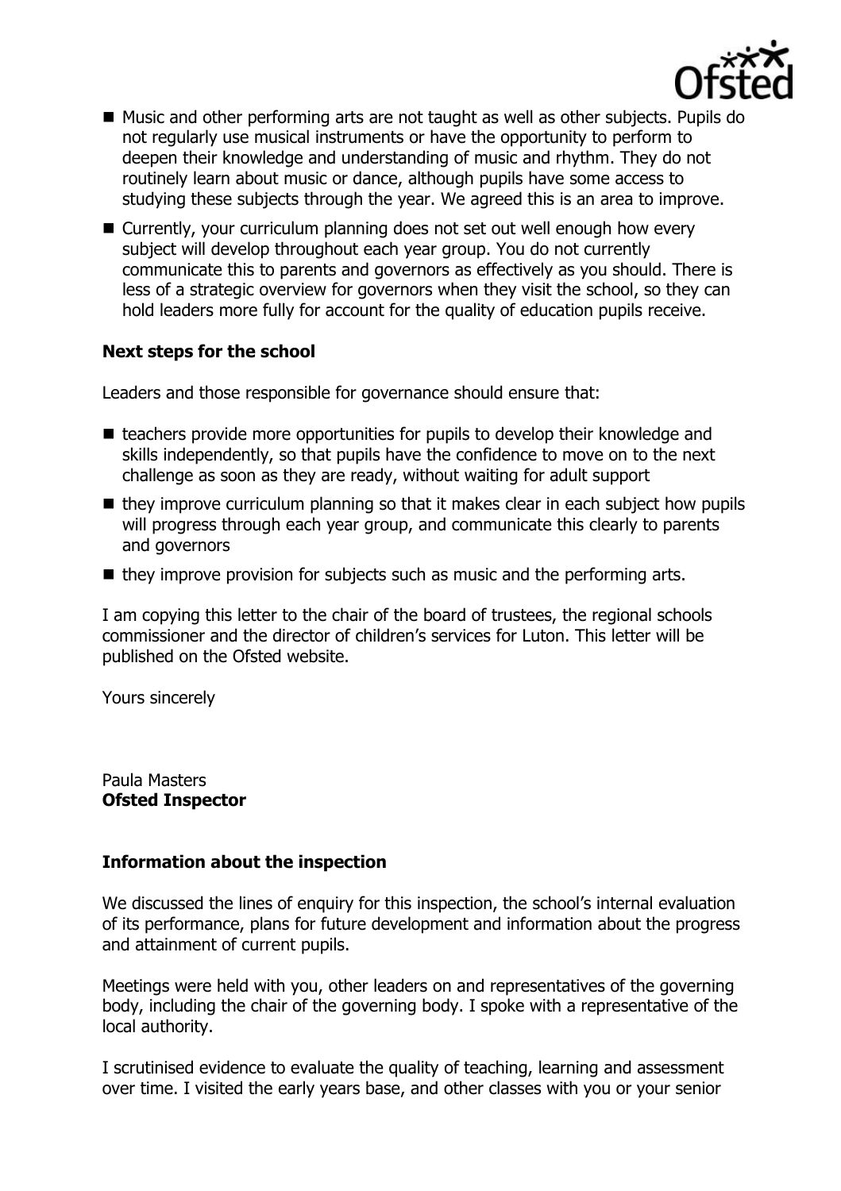- Music and other performing arts are not taught as well as other subjects. Pupils do not regularly use musical instruments or have the opportunity to perform to deepen their knowledge and understanding of music and rhythm. They do not routinely learn about music or dance, although pupils have some access to studying these subjects through the year. We agreed this is an area to improve.
- Currently, your curriculum planning does not set out well enough how every subject will develop throughout each year group. You do not currently communicate this to parents and governors as effectively as you should. There is less of a strategic overview for governors when they visit the school, so they can hold leaders more fully for account for the quality of education pupils receive.

**Next steps for the school**

Leaders and those responsible for governance should ensure that:

- teachers provide more opportunities for pupils to develop their knowledge and skills independently, so that pupils have the confidence to move on to the next challenge as soon as they are ready, without waiting for adult support
- they improve curriculum planning so that it makes clear in each subject how pupils will progress through each year group, and communicate this clearly to parents and governors
- they improve provision for subjects such as music and the performing arts.

I am copying this letter to the chair of the board of trustees, the regional schools commissioner and the director of children's services for Luton. This letter will be published on the Ofsted website.

Yours sincerely

Paula Masters
**Ofsted Inspector**

**Information about the inspection**

We discussed the lines of enquiry for this inspection, the school's internal evaluation of its performance, plans for future development and information about the progress and attainment of current pupils.

Meetings were held with you, other leaders on and representatives of the governing body, including the chair of the governing body. I spoke with a representative of the local authority.

I scrutinised evidence to evaluate the quality of teaching, learning and assessment over time. I visited the early years base, and other classes with you or your senior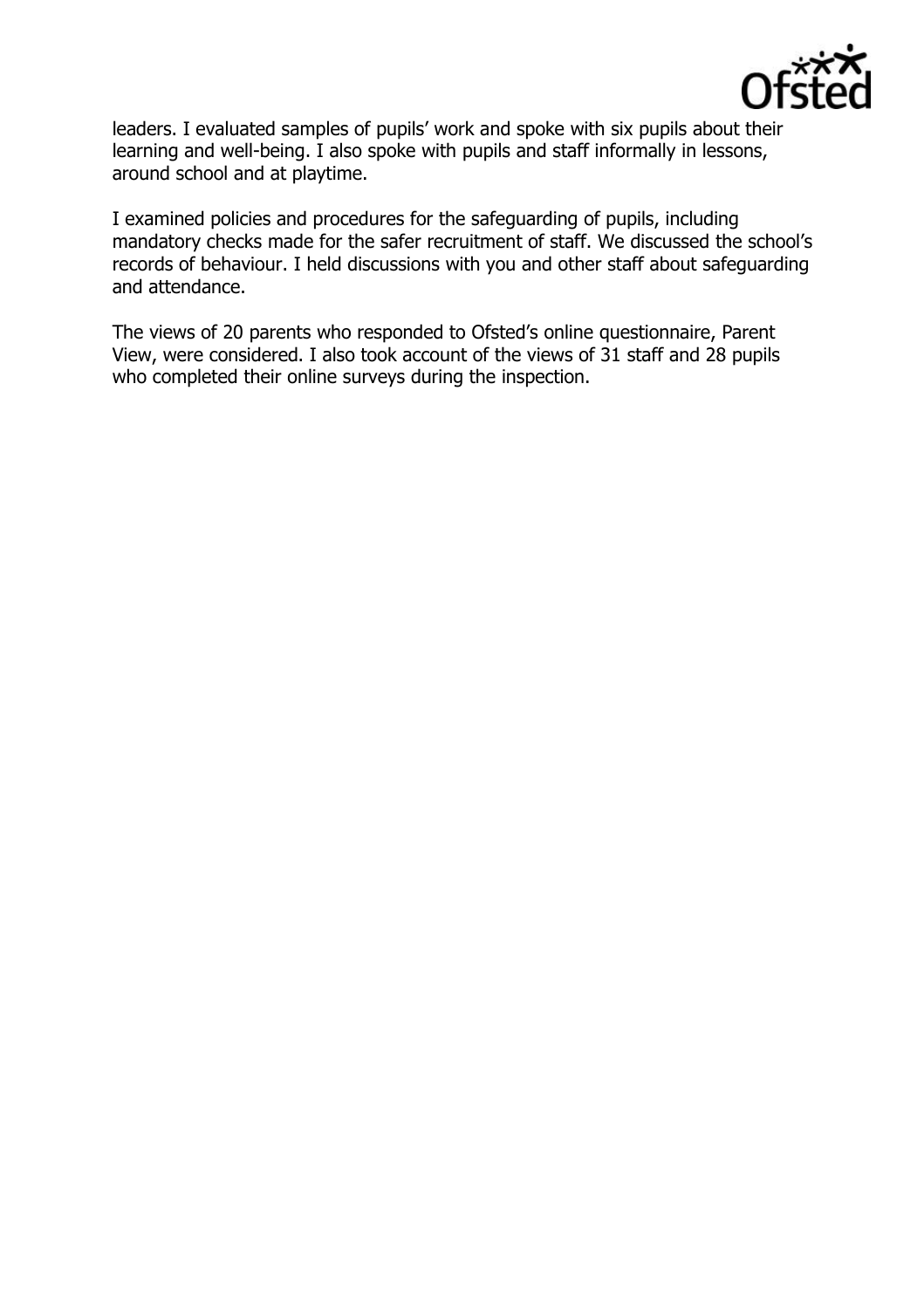leaders. I evaluated samples of pupils' work and spoke with six pupils about their learning and well-being. I also spoke with pupils and staff informally in lessons, around school and at playtime.

I examined policies and procedures for the safeguarding of pupils, including mandatory checks made for the safer recruitment of staff. We discussed the school's records of behaviour. I held discussions with you and other staff about safeguarding and attendance.

The views of 20 parents who responded to Ofsted's online questionnaire, Parent View, were considered. I also took account of the views of 31 staff and 28 pupils who completed their online surveys during the inspection.